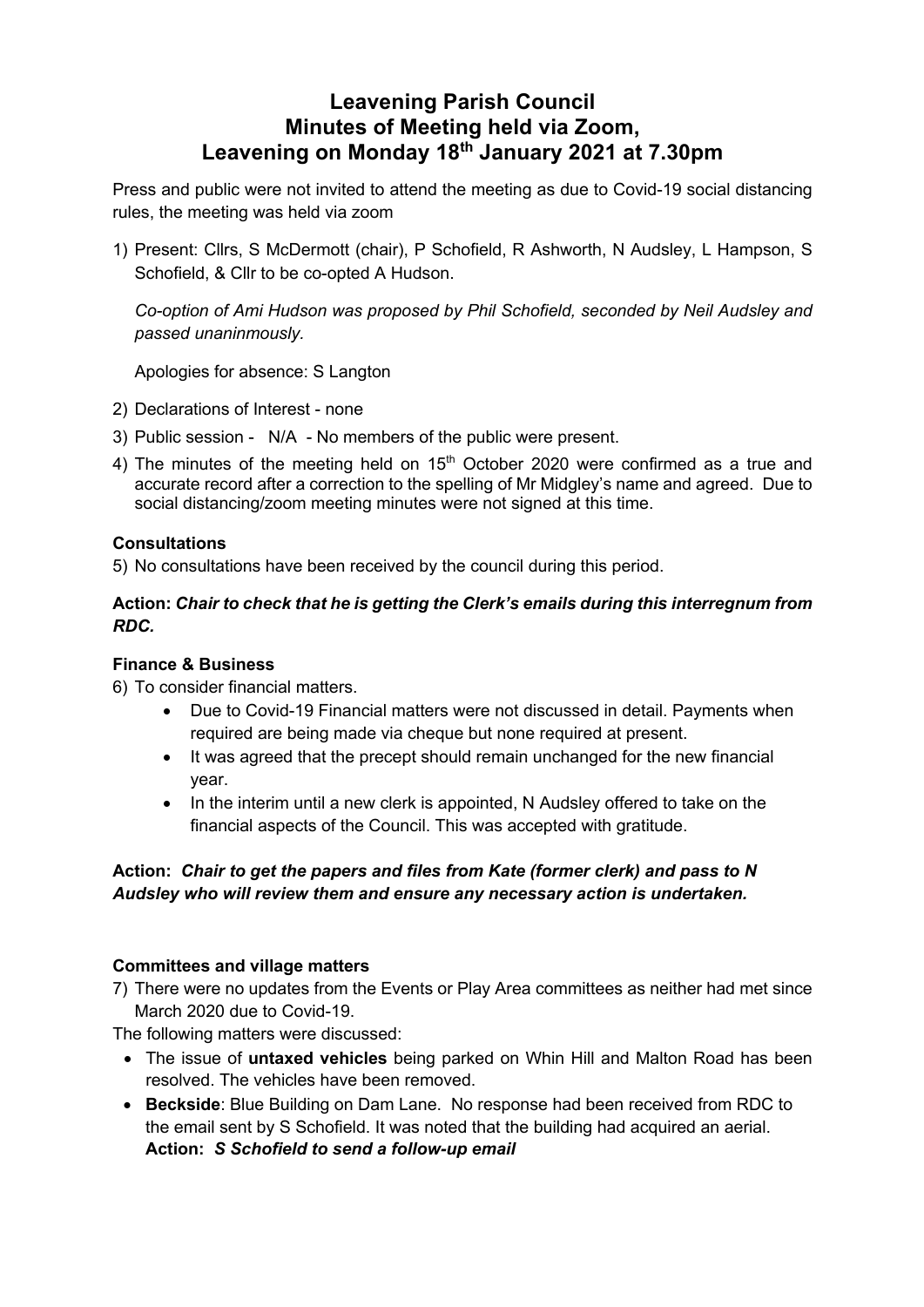# Leavening Parish Council
# Minutes of Meeting held via Zoom, Leavening on Monday 18th January 2021 at 7.30pm

Press and public were not invited to attend the meeting as due to Covid-19 social distancing rules, the meeting was held via zoom

1) Present: Cllrs, S McDermott (chair), P Schofield, R Ashworth, N Audsley, L Hampson, S Schofield, & Cllr to be co-opted A Hudson.

   *Co-option of Ami Hudson was proposed by Phil Schofield, seconded by Neil Audsley and passed unaninmously.*

   Apologies for absence: S Langton

2) Declarations of Interest - none
3) Public session - N/A - No members of the public were present.
4) The minutes of the meeting held on 15th October 2020 were confirmed as a true and accurate record after a correction to the spelling of Mr Midgley's name and agreed. Due to social distancing/zoom meeting minutes were not signed at this time.

### Consultations

5) No consultations have been received by the council during this period.

**Action: *Chair to check that he is getting the Clerk's emails during this interregnum from RDC.***

### Finance & Business

6) To consider financial matters.
   - Due to Covid-19 Financial matters were not discussed in detail. Payments when required are being made via cheque but none required at present.
   - It was agreed that the precept should remain unchanged for the new financial year.
   - In the interim until a new clerk is appointed, N Audsley offered to take on the financial aspects of the Council. This was accepted with gratitude.

**Action: *Chair to get the papers and files from Kate (former clerk) and pass to N Audsley who will review them and ensure any necessary action is undertaken.***

### Committees and village matters

7) There were no updates from the Events or Play Area committees as neither had met since March 2020 due to Covid-19.

The following matters were discussed:

- The issue of **untaxed vehicles** being parked on Whin Hill and Malton Road has been resolved. The vehicles have been removed.
- **Beckside**: Blue Building on Dam Lane. No response had been received from RDC to the email sent by S Schofield. It was noted that the building had acquired an aerial.
  **Action: *S Schofield to send a follow-up email***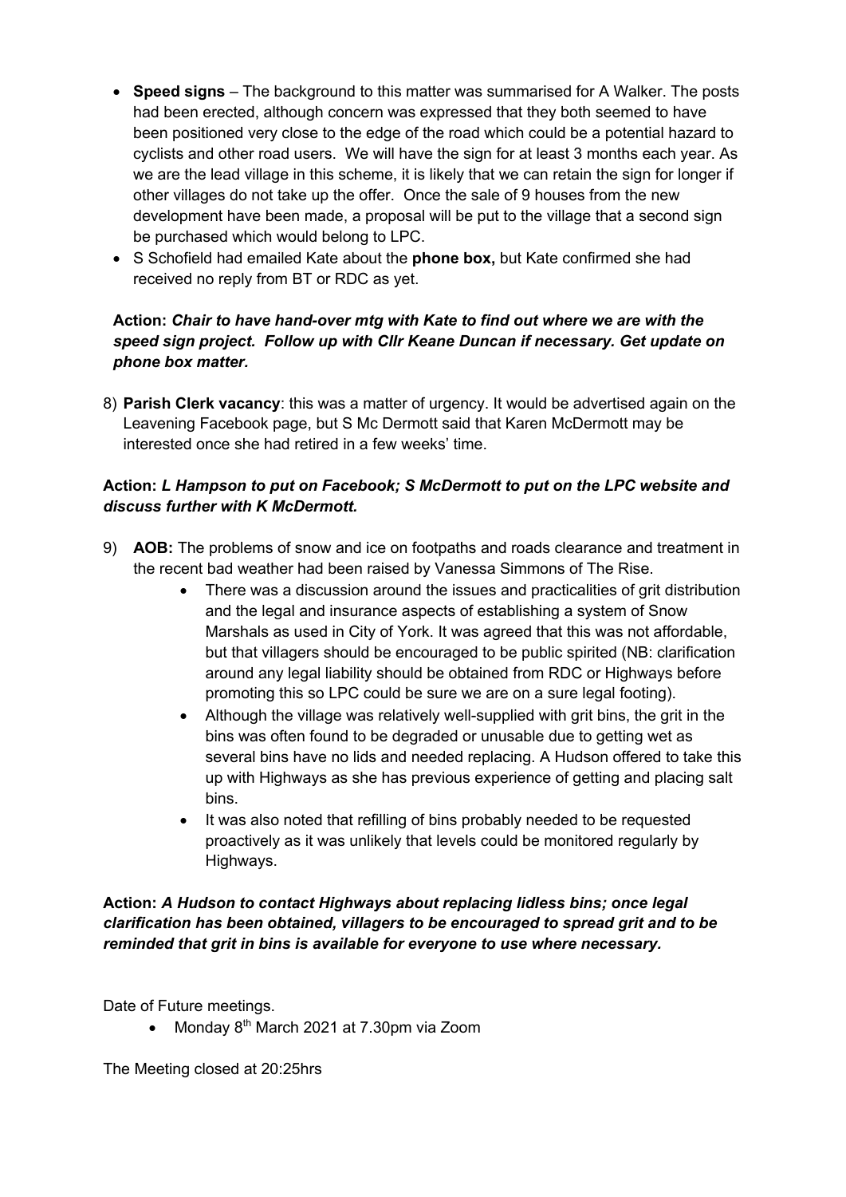- **Speed signs** – The background to this matter was summarised for A Walker. The posts had been erected, although concern was expressed that they both seemed to have been positioned very close to the edge of the road which could be a potential hazard to cyclists and other road users. We will have the sign for at least 3 months each year. As we are the lead village in this scheme, it is likely that we can retain the sign for longer if other villages do not take up the offer. Once the sale of 9 houses from the new development have been made, a proposal will be put to the village that a second sign be purchased which would belong to LPC.
- S Schofield had emailed Kate about the **phone box,** but Kate confirmed she had received no reply from BT or RDC as yet.

**Action:** ***Chair to have hand-over mtg with Kate to find out where we are with the speed sign project. Follow up with Cllr Keane Duncan if necessary. Get update on phone box matter.***

8) **Parish Clerk vacancy**: this was a matter of urgency. It would be advertised again on the Leavening Facebook page, but S Mc Dermott said that Karen McDermott may be interested once she had retired in a few weeks' time.

**Action:** ***L Hampson to put on Facebook; S McDermott to put on the LPC website and discuss further with K McDermott.***

9) **AOB:** The problems of snow and ice on footpaths and roads clearance and treatment in the recent bad weather had been raised by Vanessa Simmons of The Rise.
   - There was a discussion around the issues and practicalities of grit distribution and the legal and insurance aspects of establishing a system of Snow Marshals as used in City of York. It was agreed that this was not affordable, but that villagers should be encouraged to be public spirited (NB: clarification around any legal liability should be obtained from RDC or Highways before promoting this so LPC could be sure we are on a sure legal footing).
   - Although the village was relatively well-supplied with grit bins, the grit in the bins was often found to be degraded or unusable due to getting wet as several bins have no lids and needed replacing. A Hudson offered to take this up with Highways as she has previous experience of getting and placing salt bins.
   - It was also noted that refilling of bins probably needed to be requested proactively as it was unlikely that levels could be monitored regularly by Highways.

**Action:** ***A Hudson to contact Highways about replacing lidless bins; once legal clarification has been obtained, villagers to be encouraged to spread grit and to be reminded that grit in bins is available for everyone to use where necessary.***

Date of Future meetings.

- Monday 8th March 2021 at 7.30pm via Zoom

The Meeting closed at 20:25hrs